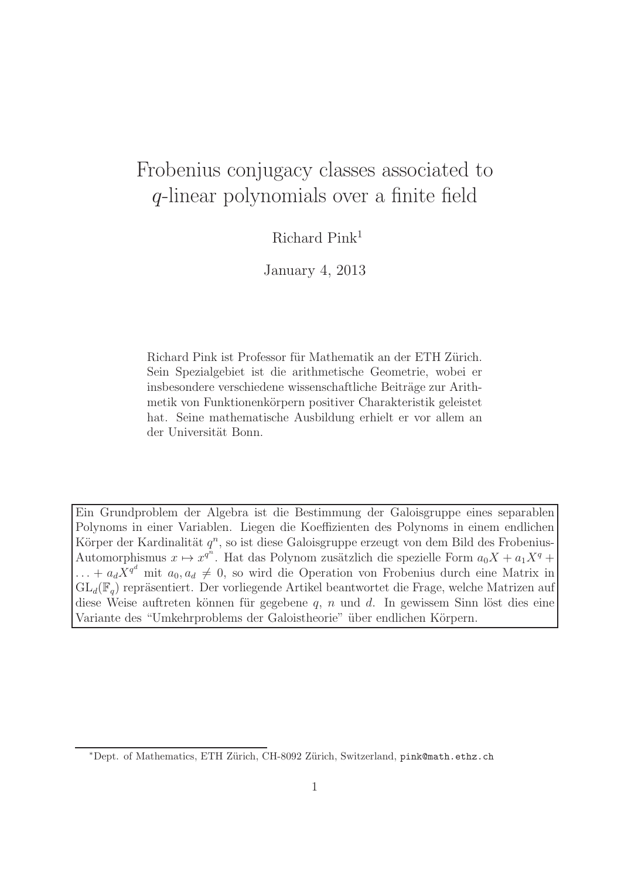# Frobenius conjugacy classes associated to $q$-linear polynomials over a finite field

Richard Pink[1]

January 4, 2013

Richard Pink ist Professor für Mathematik an der ETH Zürich. Sein Spezialgebiet ist die arithmetische Geometrie, wobei er insbesondere verschiedene wissenschaftliche Beiträge zur Arithmetik von Funktionenkörpern positiver Charakteristik geleistet hat. Seine mathematische Ausbildung erhielt er vor allem an der Universität Bonn.

Ein Grundproblem der Algebra ist die Bestimmung der Galoisgruppe eines separablen Polynoms in einer Variablen. Liegen die Koeffizienten des Polynoms in einem endlichen Körper der Kardinalität $q^n$, so ist diese Galoisgruppe erzeugt von dem Bild des Frobenius-Automorphismus $x \mapsto x^{q^n}$. Hat das Polynom zusätzlich die spezielle Form $a_0X + a_1X^q + \ldots + a_dX^{q^d}$ mit $a_0, a_d \neq 0$, so wird die Operation von Frobenius durch eine Matrix in $\mathrm{GL}_d(\mathbb{F}_q)$ repräsentiert. Der vorliegende Artikel beantwortet die Frage, welche Matrizen auf diese Weise auftreten können für gegebene $q$, $n$ und $d$. In gewissem Sinn löst dies eine Variante des "Umkehrproblems der Galoistheorie" über endlichen Körpern.

[*] Dept. of Mathematics, ETH Zürich, CH-8092 Zürich, Switzerland, pink@math.ethz.ch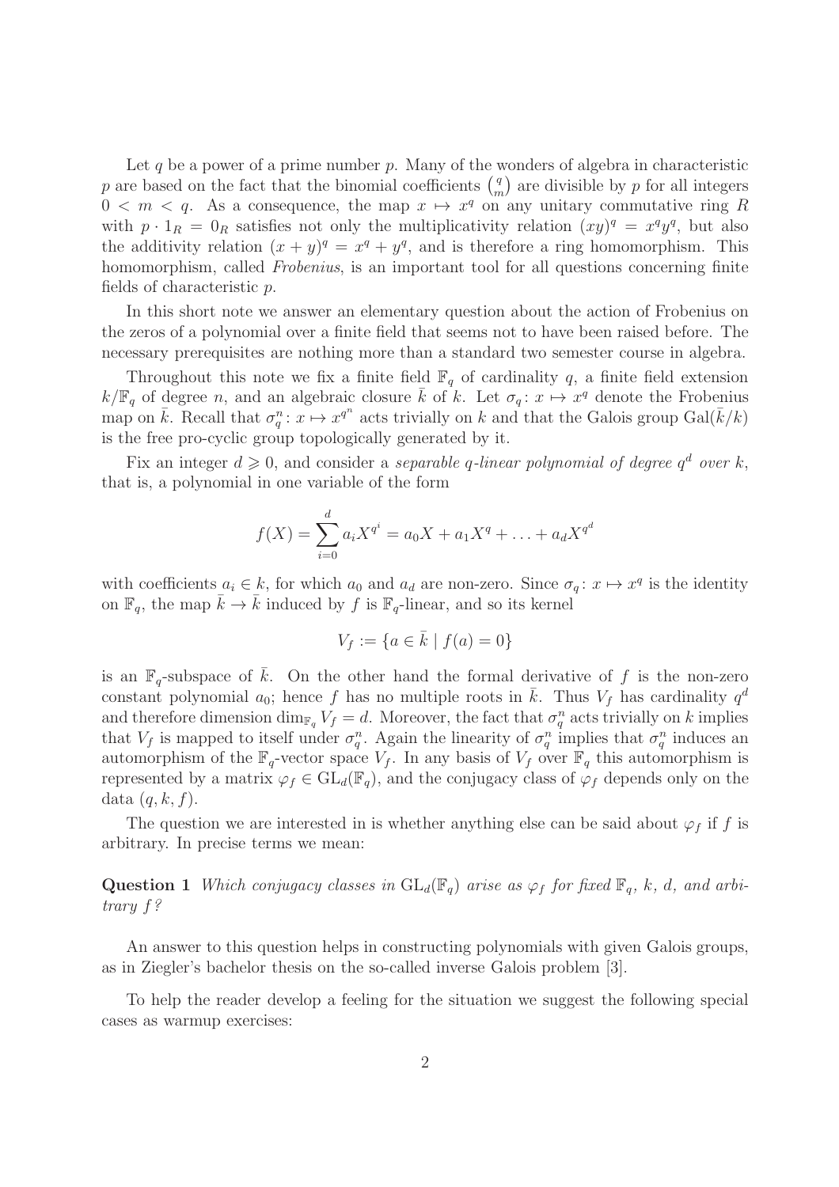Let $q$ be a power of a prime number $p$. Many of the wonders of algebra in characteristic $p$ are based on the fact that the binomial coefficients $\binom{q}{m}$ are divisible by $p$ for all integers $0 < m < q$. As a consequence, the map $x \mapsto x^q$ on any unitary commutative ring $R$ with $p \cdot 1_R = 0_R$ satisfies not only the multiplicativity relation $(xy)^q = x^q y^q$, but also the additivity relation $(x+y)^q = x^q + y^q$, and is therefore a ring homomorphism. This homomorphism, called *Frobenius*, is an important tool for all questions concerning finite fields of characteristic $p$.

In this short note we answer an elementary question about the action of Frobenius on the zeros of a polynomial over a finite field that seems not to have been raised before. The necessary prerequisites are nothing more than a standard two semester course in algebra.

Throughout this note we fix a finite field $\mathbb{F}_q$ of cardinality $q$, a finite field extension $k/\mathbb{F}_q$ of degree $n$, and an algebraic closure $\bar{k}$ of $k$. Let $\sigma_q \colon x \mapsto x^q$ denote the Frobenius map on $\bar{k}$. Recall that $\sigma_q^n \colon x \mapsto x^{q^n}$ acts trivially on $k$ and that the Galois group $\mathrm{Gal}(\bar{k}/k)$ is the free pro-cyclic group topologically generated by it.

Fix an integer $d \geqslant 0$, and consider a *separable $q$-linear polynomial of degree $q^d$ over $k$*, that is, a polynomial in one variable of the form

$$f(X) = \sum_{i=0}^{d} a_i X^{q^i} = a_0 X + a_1 X^q + \ldots + a_d X^{q^d}$$

with coefficients $a_i \in k$, for which $a_0$ and $a_d$ are non-zero. Since $\sigma_q \colon x \mapsto x^q$ is the identity on $\mathbb{F}_q$, the map $\bar{k} \to \bar{k}$ induced by $f$ is $\mathbb{F}_q$-linear, and so its kernel

$$V_f := \{ a \in \bar{k} \mid f(a) = 0 \}$$

is an $\mathbb{F}_q$-subspace of $\bar{k}$. On the other hand the formal derivative of $f$ is the non-zero constant polynomial $a_0$; hence $f$ has no multiple roots in $\bar{k}$. Thus $V_f$ has cardinality $q^d$ and therefore dimension $\dim_{\mathbb{F}_q} V_f = d$. Moreover, the fact that $\sigma_q^n$ acts trivially on $k$ implies that $V_f$ is mapped to itself under $\sigma_q^n$. Again the linearity of $\sigma_q^n$ implies that $\sigma_q^n$ induces an automorphism of the $\mathbb{F}_q$-vector space $V_f$. In any basis of $V_f$ over $\mathbb{F}_q$ this automorphism is represented by a matrix $\varphi_f \in \mathrm{GL}_d(\mathbb{F}_q)$, and the conjugacy class of $\varphi_f$ depends only on the data $(q, k, f)$.

The question we are interested in is whether anything else can be said about $\varphi_f$ if $f$ is arbitrary. In precise terms we mean:

**Question 1** *Which conjugacy classes in $\mathrm{GL}_d(\mathbb{F}_q)$ arise as $\varphi_f$ for fixed $\mathbb{F}_q$, $k$, $d$, and arbitrary $f$?*

An answer to this question helps in constructing polynomials with given Galois groups, as in Ziegler's bachelor thesis on the so-called inverse Galois problem [3].

To help the reader develop a feeling for the situation we suggest the following special cases as warmup exercises: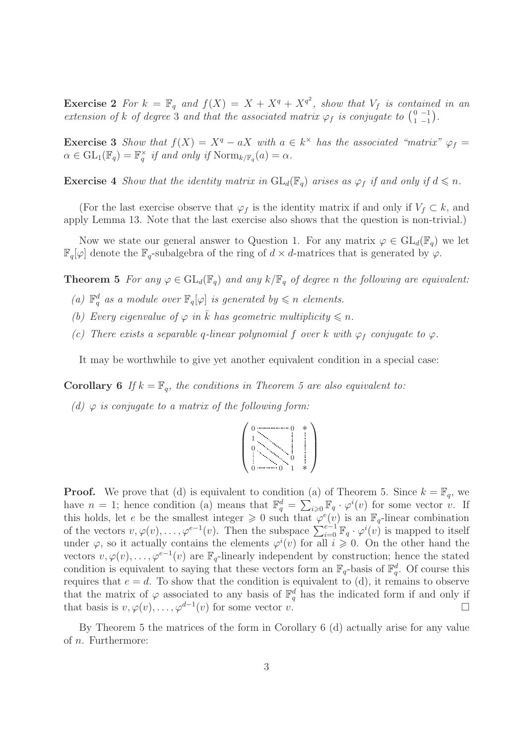**Exercise 2** *For $k = \mathbb{F}_q$ and $f(X) = X + X^q + X^{q^2}$, show that $V_f$ is contained in an extension of $k$ of degree 3 and that the associated matrix $\varphi_f$ is conjugate to $\left(\begin{smallmatrix} 0 & -1 \\ 1 & -1 \end{smallmatrix}\right)$.*

**Exercise 3** *Show that $f(X) = X^q - aX$ with $a \in k^\times$ has the associated "matrix" $\varphi_f = \alpha \in \mathrm{GL}_1(\mathbb{F}_q) = \mathbb{F}_q^\times$ if and only if $\mathrm{Norm}_{k/\mathbb{F}_q}(a) = \alpha$.*

**Exercise 4** *Show that the identity matrix in $\mathrm{GL}_d(\mathbb{F}_q)$ arises as $\varphi_f$ if and only if $d \leqslant n$.*

(For the last exercise observe that $\varphi_f$ is the identity matrix if and only if $V_f \subset k$, and apply Lemma 13. Note that the last exercise also shows that the question is non-trivial.)

Now we state our general answer to Question 1. For any matrix $\varphi \in \mathrm{GL}_d(\mathbb{F}_q)$ we let $\mathbb{F}_q[\varphi]$ denote the $\mathbb{F}_q$-subalgebra of the ring of $d \times d$-matrices that is generated by $\varphi$.

**Theorem 5** *For any $\varphi \in \mathrm{GL}_d(\mathbb{F}_q)$ and any $k/\mathbb{F}_q$ of degree $n$ the following are equivalent:*

*(a) $\mathbb{F}_q^d$ as a module over $\mathbb{F}_q[\varphi]$ is generated by $\leqslant n$ elements.*

*(b) Every eigenvalue of $\varphi$ in $\bar{k}$ has geometric multiplicity $\leqslant n$.*

*(c) There exists a separable $q$-linear polynomial $f$ over $k$ with $\varphi_f$ conjugate to $\varphi$.*

It may be worthwhile to give yet another equivalent condition in a special case:

**Corollary 6** *If $k = \mathbb{F}_q$, the conditions in Theorem 5 are also equivalent to:*

*(d) $\varphi$ is conjugate to a matrix of the following form:*

$$\begin{pmatrix} 0 & \cdots & \cdots & 0 & * \\ 1 & \ddots & & \vdots & \vdots \\ 0 & \ddots & \ddots & \vdots & \vdots \\ \vdots & \ddots & \ddots & 0 & \vdots \\ 0 & \cdots & 0 & 1 & * \end{pmatrix}$$

**Proof.** We prove that (d) is equivalent to condition (a) of Theorem 5. Since $k = \mathbb{F}_q$, we have $n = 1$; hence condition (a) means that $\mathbb{F}_q^d = \sum_{i \geqslant 0} \mathbb{F}_q \cdot \varphi^i(v)$ for some vector $v$. If this holds, let $e$ be the smallest integer $\geqslant 0$ such that $\varphi^e(v)$ is an $\mathbb{F}_q$-linear combination of the vectors $v, \varphi(v), \ldots, \varphi^{e-1}(v)$. Then the subspace $\sum_{i=0}^{e-1} \mathbb{F}_q \cdot \varphi^i(v)$ is mapped to itself under $\varphi$, so it actually contains the elements $\varphi^i(v)$ for all $i \geqslant 0$. On the other hand the vectors $v, \varphi(v), \ldots, \varphi^{e-1}(v)$ are $\mathbb{F}_q$-linearly independent by construction; hence the stated condition is equivalent to saying that these vectors form an $\mathbb{F}_q$-basis of $\mathbb{F}_q^d$. Of course this requires that $e = d$. To show that the condition is equivalent to (d), it remains to observe that the matrix of $\varphi$ associated to any basis of $\mathbb{F}_q^d$ has the indicated form if and only if that basis is $v, \varphi(v), \ldots, \varphi^{d-1}(v)$ for some vector $v$. $\square$

By Theorem 5 the matrices of the form in Corollary 6 (d) actually arise for any value of $n$. Furthermore: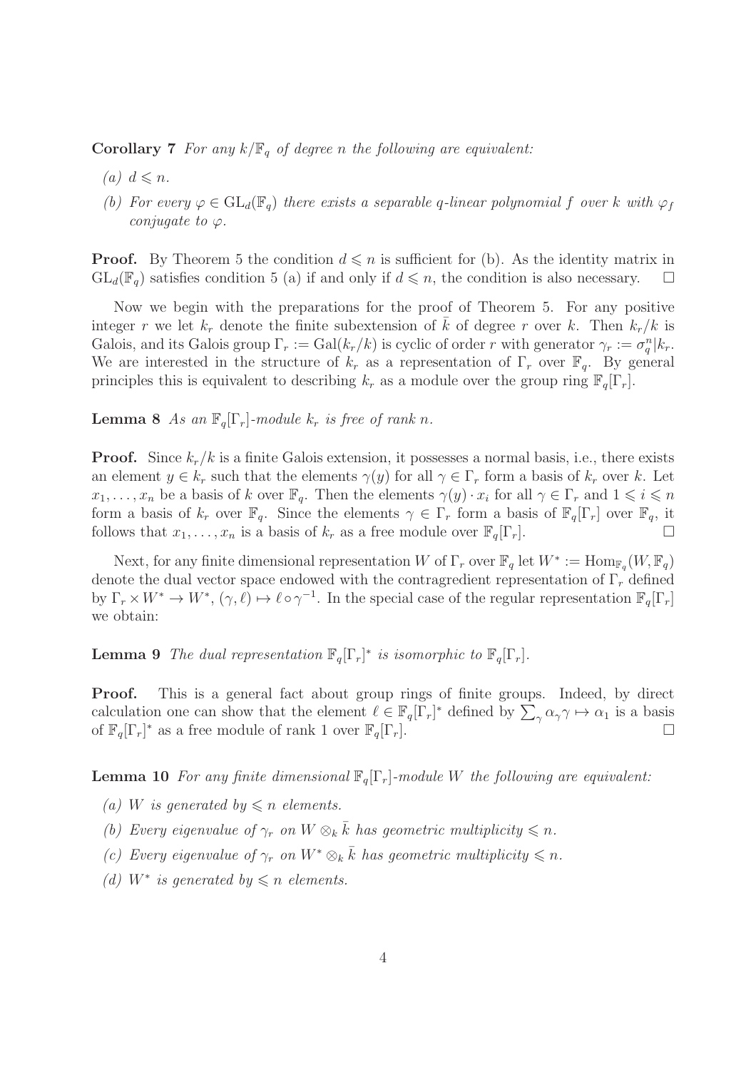**Corollary 7** *For any $k/\mathbb{F}_q$ of degree $n$ the following are equivalent:*

*(a) $d \leqslant n$.*

*(b) For every $\varphi \in \mathrm{GL}_d(\mathbb{F}_q)$ there exists a separable $q$-linear polynomial $f$ over $k$ with $\varphi_f$ conjugate to $\varphi$.*

**Proof.** By Theorem 5 the condition $d \leqslant n$ is sufficient for (b). As the identity matrix in $\mathrm{GL}_d(\mathbb{F}_q)$ satisfies condition 5 (a) if and only if $d \leqslant n$, the condition is also necessary. $\square$

Now we begin with the preparations for the proof of Theorem 5. For any positive integer $r$ we let $k_r$ denote the finite subextension of $\bar{k}$ of degree $r$ over $k$. Then $k_r/k$ is Galois, and its Galois group $\Gamma_r := \mathrm{Gal}(k_r/k)$ is cyclic of order $r$ with generator $\gamma_r := \sigma_q^n|k_r$. We are interested in the structure of $k_r$ as a representation of $\Gamma_r$ over $\mathbb{F}_q$. By general principles this is equivalent to describing $k_r$ as a module over the group ring $\mathbb{F}_q[\Gamma_r]$.

**Lemma 8** *As an $\mathbb{F}_q[\Gamma_r]$-module $k_r$ is free of rank $n$.*

**Proof.** Since $k_r/k$ is a finite Galois extension, it possesses a normal basis, i.e., there exists an element $y \in k_r$ such that the elements $\gamma(y)$ for all $\gamma \in \Gamma_r$ form a basis of $k_r$ over $k$. Let $x_1, \ldots, x_n$ be a basis of $k$ over $\mathbb{F}_q$. Then the elements $\gamma(y) \cdot x_i$ for all $\gamma \in \Gamma_r$ and $1 \leqslant i \leqslant n$ form a basis of $k_r$ over $\mathbb{F}_q$. Since the elements $\gamma \in \Gamma_r$ form a basis of $\mathbb{F}_q[\Gamma_r]$ over $\mathbb{F}_q$, it follows that $x_1, \ldots, x_n$ is a basis of $k_r$ as a free module over $\mathbb{F}_q[\Gamma_r]$. $\square$

Next, for any finite dimensional representation $W$ of $\Gamma_r$ over $\mathbb{F}_q$ let $W^* := \mathrm{Hom}_{\mathbb{F}_q}(W, \mathbb{F}_q)$ denote the dual vector space endowed with the contragredient representation of $\Gamma_r$ defined by $\Gamma_r \times W^* \to W^*$, $(\gamma, \ell) \mapsto \ell \circ \gamma^{-1}$. In the special case of the regular representation $\mathbb{F}_q[\Gamma_r]$ we obtain:

**Lemma 9** *The dual representation $\mathbb{F}_q[\Gamma_r]^*$ is isomorphic to $\mathbb{F}_q[\Gamma_r]$.*

**Proof.** This is a general fact about group rings of finite groups. Indeed, by direct calculation one can show that the element $\ell \in \mathbb{F}_q[\Gamma_r]^*$ defined by $\sum_\gamma \alpha_\gamma \gamma \mapsto \alpha_1$ is a basis of $\mathbb{F}_q[\Gamma_r]^*$ as a free module of rank 1 over $\mathbb{F}_q[\Gamma_r]$. $\square$

**Lemma 10** *For any finite dimensional $\mathbb{F}_q[\Gamma_r]$-module $W$ the following are equivalent:*

*(a) $W$ is generated by $\leqslant n$ elements.*

*(b) Every eigenvalue of $\gamma_r$ on $W \otimes_k \bar{k}$ has geometric multiplicity $\leqslant n$.*

*(c) Every eigenvalue of $\gamma_r$ on $W^* \otimes_k \bar{k}$ has geometric multiplicity $\leqslant n$.*

*(d) $W^*$ is generated by $\leqslant n$ elements.*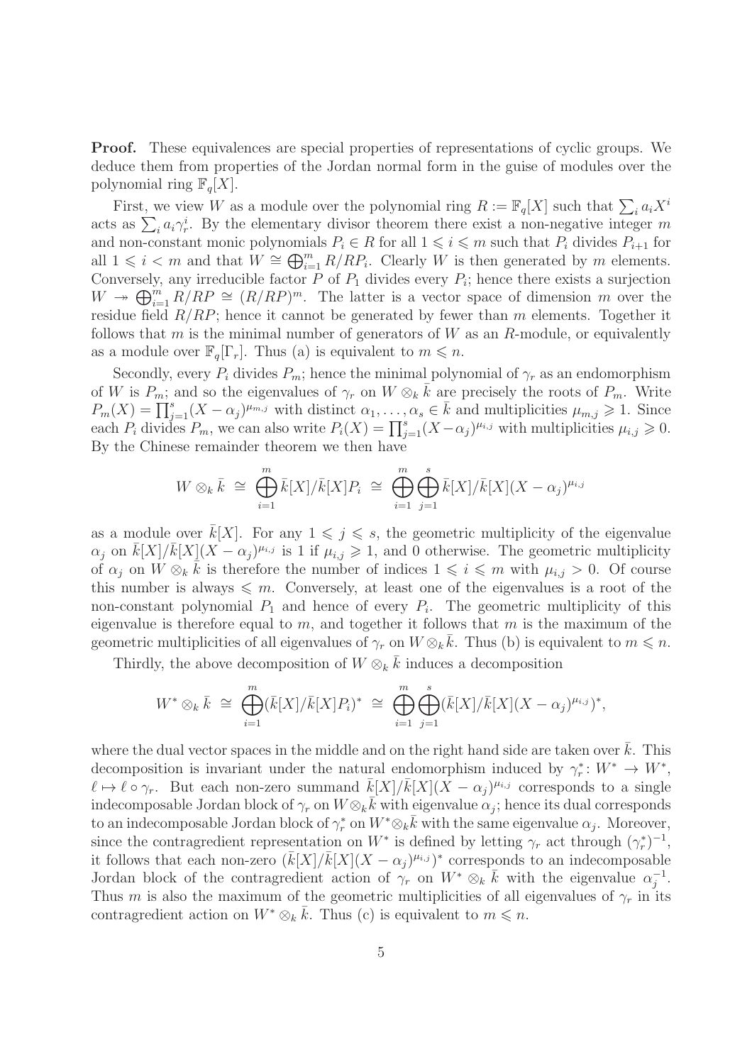**Proof.** These equivalences are special properties of representations of cyclic groups. We deduce them from properties of the Jordan normal form in the guise of modules over the polynomial ring $\mathbb{F}_q[X]$.

First, we view $W$ as a module over the polynomial ring $R := \mathbb{F}_q[X]$ such that $\sum_i a_i X^i$ acts as $\sum_i a_i \gamma_r^i$. By the elementary divisor theorem there exist a non-negative integer $m$ and non-constant monic polynomials $P_i \in R$ for all $1 \leqslant i \leqslant m$ such that $P_i$ divides $P_{i+1}$ for all $1 \leqslant i < m$ and that $W \cong \bigoplus_{i=1}^m R/RP_i$. Clearly $W$ is then generated by $m$ elements. Conversely, any irreducible factor $P$ of $P_1$ divides every $P_i$; hence there exists a surjection $W \twoheadrightarrow \bigoplus_{i=1}^m R/RP \cong (R/RP)^m$. The latter is a vector space of dimension $m$ over the residue field $R/RP$; hence it cannot be generated by fewer than $m$ elements. Together it follows that $m$ is the minimal number of generators of $W$ as an $R$-module, or equivalently as a module over $\mathbb{F}_q[\Gamma_r]$. Thus (a) is equivalent to $m \leqslant n$.

Secondly, every $P_i$ divides $P_m$; hence the minimal polynomial of $\gamma_r$ as an endomorphism of $W$ is $P_m$; and so the eigenvalues of $\gamma_r$ on $W \otimes_k \bar{k}$ are precisely the roots of $P_m$. Write $P_m(X) = \prod_{j=1}^s (X - \alpha_j)^{\mu_{m,j}}$ with distinct $\alpha_1, \ldots, \alpha_s \in \bar{k}$ and multiplicities $\mu_{m,j} \geqslant 1$. Since each $P_i$ divides $P_m$, we can also write $P_i(X) = \prod_{j=1}^s (X - \alpha_j)^{\mu_{i,j}}$ with multiplicities $\mu_{i,j} \geqslant 0$. By the Chinese remainder theorem we then have

$$W \otimes_k \bar{k} \;\cong\; \bigoplus_{i=1}^m \bar{k}[X]/\bar{k}[X]P_i \;\cong\; \bigoplus_{i=1}^m \bigoplus_{j=1}^s \bar{k}[X]/\bar{k}[X](X - \alpha_j)^{\mu_{i,j}}$$

as a module over $\bar{k}[X]$. For any $1 \leqslant j \leqslant s$, the geometric multiplicity of the eigenvalue $\alpha_j$ on $\bar{k}[X]/\bar{k}[X](X - \alpha_j)^{\mu_{i,j}}$ is 1 if $\mu_{i,j} \geqslant 1$, and 0 otherwise. The geometric multiplicity of $\alpha_j$ on $W \otimes_k \bar{k}$ is therefore the number of indices $1 \leqslant i \leqslant m$ with $\mu_{i,j} > 0$. Of course this number is always $\leqslant m$. Conversely, at least one of the eigenvalues is a root of the non-constant polynomial $P_1$ and hence of every $P_i$. The geometric multiplicity of this eigenvalue is therefore equal to $m$, and together it follows that $m$ is the maximum of the geometric multiplicities of all eigenvalues of $\gamma_r$ on $W \otimes_k \bar{k}$. Thus (b) is equivalent to $m \leqslant n$.

Thirdly, the above decomposition of $W \otimes_k \bar{k}$ induces a decomposition

$$W^* \otimes_k \bar{k} \;\cong\; \bigoplus_{i=1}^m (\bar{k}[X]/\bar{k}[X]P_i)^* \;\cong\; \bigoplus_{i=1}^m \bigoplus_{j=1}^s (\bar{k}[X]/\bar{k}[X](X - \alpha_j)^{\mu_{i,j}})^*,$$

where the dual vector spaces in the middle and on the right hand side are taken over $\bar{k}$. This decomposition is invariant under the natural endomorphism induced by $\gamma_r^* \colon W^* \to W^*$, $\ell \mapsto \ell \circ \gamma_r$. But each non-zero summand $\bar{k}[X]/\bar{k}[X](X - \alpha_j)^{\mu_{i,j}}$ corresponds to a single indecomposable Jordan block of $\gamma_r$ on $W \otimes_k \bar{k}$ with eigenvalue $\alpha_j$; hence its dual corresponds to an indecomposable Jordan block of $\gamma_r^*$ on $W^* \otimes_k \bar{k}$ with the same eigenvalue $\alpha_j$. Moreover, since the contragredient representation on $W^*$ is defined by letting $\gamma_r$ act through $(\gamma_r^*)^{-1}$, it follows that each non-zero $(\bar{k}[X]/\bar{k}[X](X - \alpha_j)^{\mu_{i,j}})^*$ corresponds to an indecomposable Jordan block of the contragredient action of $\gamma_r$ on $W^* \otimes_k \bar{k}$ with the eigenvalue $\alpha_j^{-1}$. Thus $m$ is also the maximum of the geometric multiplicities of all eigenvalues of $\gamma_r$ in its contragredient action on $W^* \otimes_k \bar{k}$. Thus (c) is equivalent to $m \leqslant n$.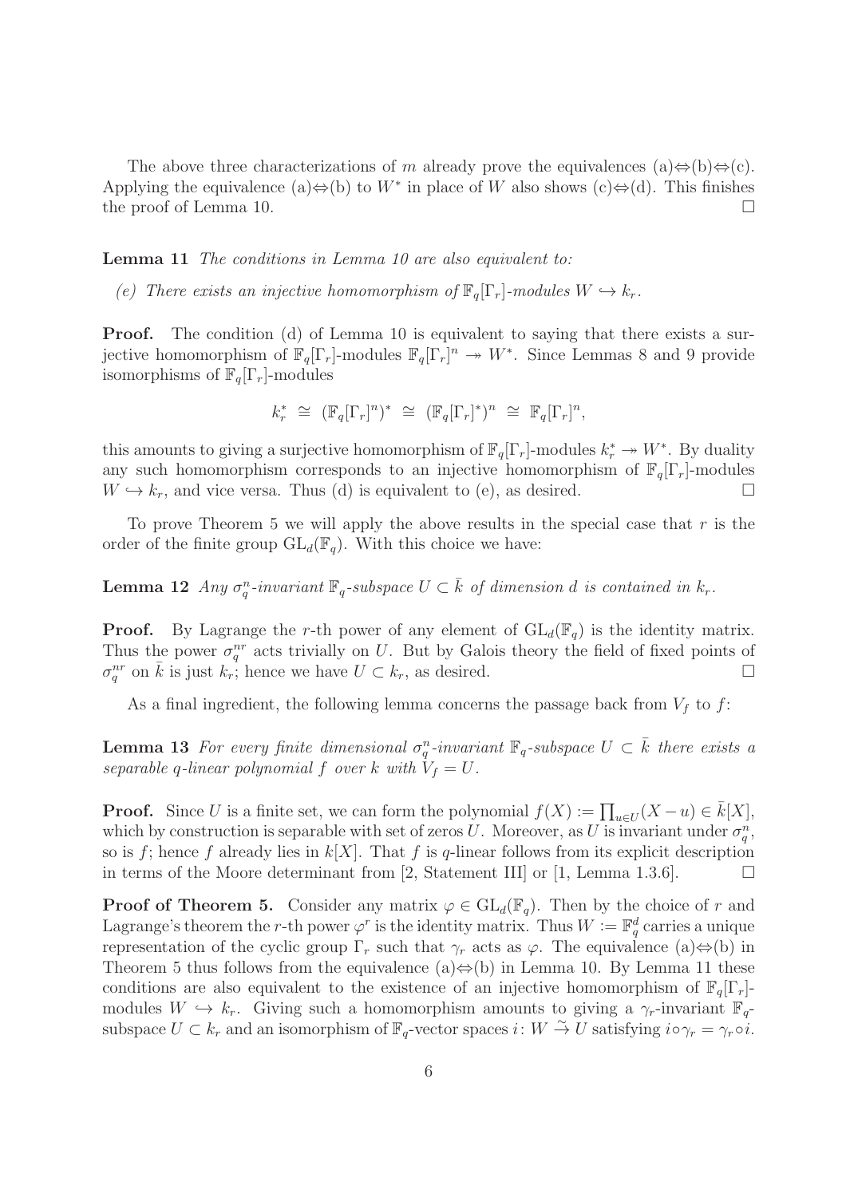The above three characterizations of $m$ already prove the equivalences (a)⇔(b)⇔(c). Applying the equivalence (a)⇔(b) to $W^*$ in place of $W$ also shows (c)⇔(d). This finishes the proof of Lemma 10. $\square$

**Lemma 11** *The conditions in Lemma 10 are also equivalent to:*

*(e) There exists an injective homomorphism of $\mathbb{F}_q[\Gamma_r]$-modules $W \hookrightarrow k_r$.*

**Proof.** The condition (d) of Lemma 10 is equivalent to saying that there exists a surjective homomorphism of $\mathbb{F}_q[\Gamma_r]$-modules $\mathbb{F}_q[\Gamma_r]^n \twoheadrightarrow W^*$. Since Lemmas 8 and 9 provide isomorphisms of $\mathbb{F}_q[\Gamma_r]$-modules

$$k_r^* \;\cong\; (\mathbb{F}_q[\Gamma_r]^n)^* \;\cong\; (\mathbb{F}_q[\Gamma_r]^*)^n \;\cong\; \mathbb{F}_q[\Gamma_r]^n,$$

this amounts to giving a surjective homomorphism of $\mathbb{F}_q[\Gamma_r]$-modules $k_r^* \twoheadrightarrow W^*$. By duality any such homomorphism corresponds to an injective homomorphism of $\mathbb{F}_q[\Gamma_r]$-modules $W \hookrightarrow k_r$, and vice versa. Thus (d) is equivalent to (e), as desired. $\square$

To prove Theorem 5 we will apply the above results in the special case that $r$ is the order of the finite group $\mathrm{GL}_d(\mathbb{F}_q)$. With this choice we have:

**Lemma 12** *Any $\sigma_q^n$-invariant $\mathbb{F}_q$-subspace $U \subset \bar{k}$ of dimension $d$ is contained in $k_r$.*

**Proof.** By Lagrange the $r$-th power of any element of $\mathrm{GL}_d(\mathbb{F}_q)$ is the identity matrix. Thus the power $\sigma_q^{nr}$ acts trivially on $U$. But by Galois theory the field of fixed points of $\sigma_q^{nr}$ on $\bar{k}$ is just $k_r$; hence we have $U \subset k_r$, as desired. $\square$

As a final ingredient, the following lemma concerns the passage back from $V_f$ to $f$:

**Lemma 13** *For every finite dimensional $\sigma_q^n$-invariant $\mathbb{F}_q$-subspace $U \subset \bar{k}$ there exists a separable $q$-linear polynomial $f$ over $k$ with $V_f = U$.*

**Proof.** Since $U$ is a finite set, we can form the polynomial $f(X) := \prod_{u \in U}(X - u) \in \bar{k}[X]$, which by construction is separable with set of zeros $U$. Moreover, as $U$ is invariant under $\sigma_q^n$, so is $f$; hence $f$ already lies in $k[X]$. That $f$ is $q$-linear follows from its explicit description in terms of the Moore determinant from [2, Statement III] or [1, Lemma 1.3.6]. $\square$

**Proof of Theorem 5.** Consider any matrix $\varphi \in \mathrm{GL}_d(\mathbb{F}_q)$. Then by the choice of $r$ and Lagrange's theorem the $r$-th power $\varphi^r$ is the identity matrix. Thus $W := \mathbb{F}_q^d$ carries a unique representation of the cyclic group $\Gamma_r$ such that $\gamma_r$ acts as $\varphi$. The equivalence (a)⇔(b) in Theorem 5 thus follows from the equivalence (a)⇔(b) in Lemma 10. By Lemma 11 these conditions are also equivalent to the existence of an injective homomorphism of $\mathbb{F}_q[\Gamma_r]$-modules $W \hookrightarrow k_r$. Giving such a homomorphism amounts to giving a $\gamma_r$-invariant $\mathbb{F}_q$-subspace $U \subset k_r$ and an isomorphism of $\mathbb{F}_q$-vector spaces $i\colon W \xrightarrow{\sim} U$ satisfying $i \circ \gamma_r = \gamma_r \circ i$.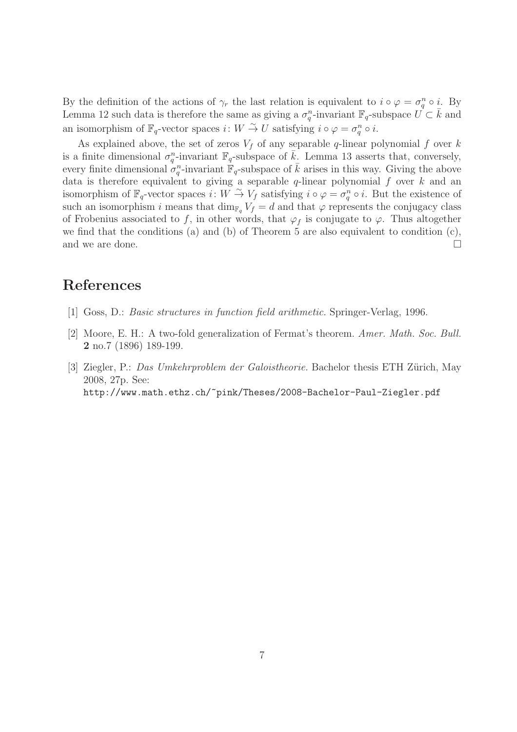By the definition of the actions of $\gamma_r$ the last relation is equivalent to $i \circ \varphi = \sigma_q^n \circ i$. By Lemma 12 such data is therefore the same as giving a $\sigma_q^n$-invariant $\mathbb{F}_q$-subspace $U \subset \bar{k}$ and an isomorphism of $\mathbb{F}_q$-vector spaces $i \colon W \xrightarrow{\sim} U$ satisfying $i \circ \varphi = \sigma_q^n \circ i$.

As explained above, the set of zeros $V_f$ of any separable $q$-linear polynomial $f$ over $k$ is a finite dimensional $\sigma_q^n$-invariant $\mathbb{F}_q$-subspace of $\bar{k}$. Lemma 13 asserts that, conversely, every finite dimensional $\sigma_q^n$-invariant $\mathbb{F}_q$-subspace of $\bar{k}$ arises in this way. Giving the above data is therefore equivalent to giving a separable $q$-linear polynomial $f$ over $k$ and an isomorphism of $\mathbb{F}_q$-vector spaces $i \colon W \xrightarrow{\sim} V_f$ satisfying $i \circ \varphi = \sigma_q^n \circ i$. But the existence of such an isomorphism $i$ means that $\dim_{\mathbb{F}_q} V_f = d$ and that $\varphi$ represents the conjugacy class of Frobenius associated to $f$, in other words, that $\varphi_f$ is conjugate to $\varphi$. Thus altogether we find that the conditions (a) and (b) of Theorem 5 are also equivalent to condition (c), and we are done. □

## References

[1] Goss, D.: *Basic structures in function field arithmetic.* Springer-Verlag, 1996.

[2] Moore, E. H.: A two-fold generalization of Fermat's theorem. *Amer. Math. Soc. Bull.* **2** no.7 (1896) 189-199.

[3] Ziegler, P.: *Das Umkehrproblem der Galoistheorie.* Bachelor thesis ETH Zürich, May 2008, 27p. See:
http://www.math.ethz.ch/~pink/Theses/2008-Bachelor-Paul-Ziegler.pdf